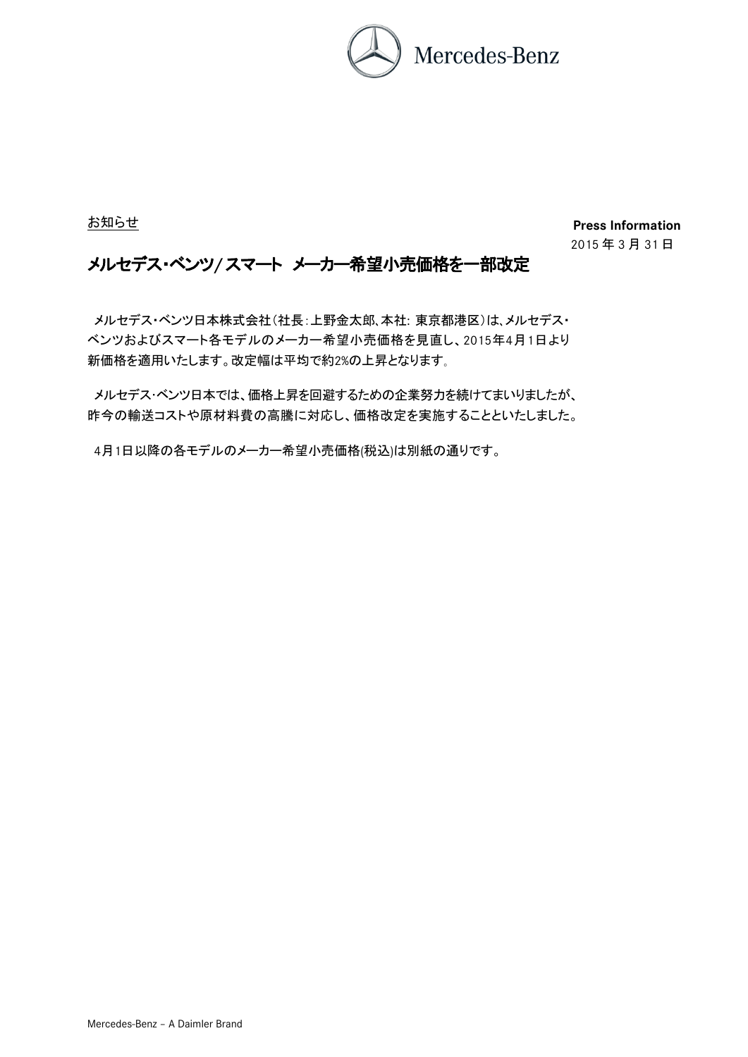Mercedes-Benz

お知らせ

**Press Information**

2015 年 3 月 31 日

# メルセデス・ベンツ/スマート　メーカー希望小売価格を一部改定

メルセデス・ベンツ日本株式会社（社長：上野金太郎、本社: 東京都港区）は、メルセデス・ベンツおよびスマート各モデルのメーカー希望小売価格を見直し、2015年4月1日より新価格を適用いたします。改定幅は平均で約2%の上昇となります。

メルセデス・ベンツ日本では、価格上昇を回避するための企業努力を続けてまいりましたが、昨今の輸送コストや原材料費の高騰に対応し、価格改定を実施することといたしました。

4月1日以降の各モデルのメーカー希望小売価格(税込)は別紙の通りです。

Mercedes-Benz – A Daimler Brand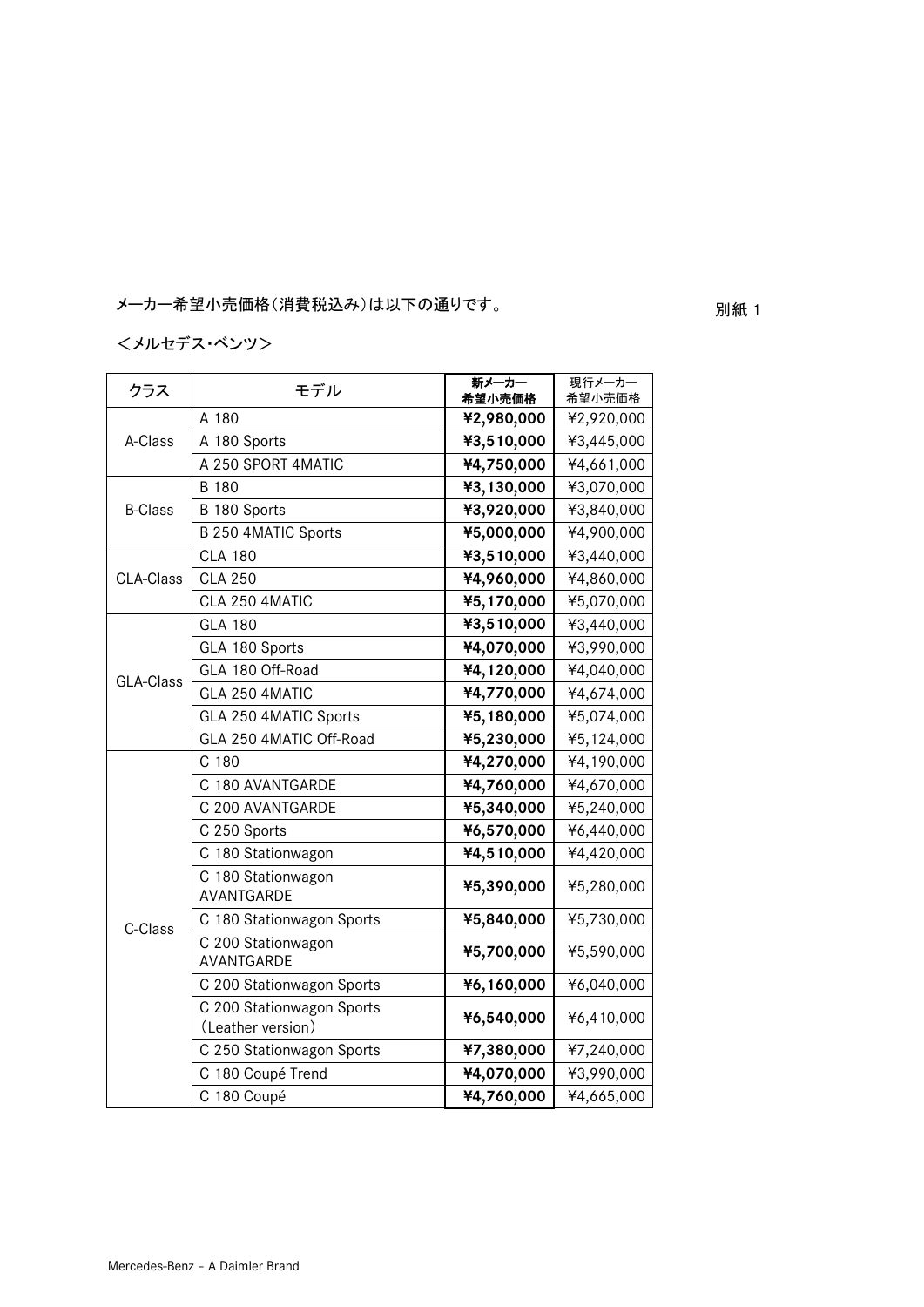メーカー希望小売価格（消費税込み）は以下の通りです。

別紙 1

＜メルセデス・ベンツ＞

| クラス | モデル | 新メーカー希望小売価格 | 現行メーカー希望小売価格 |
|---|---|---|---|
| A-Class | A 180 | **¥2,980,000** | ¥2,920,000 |
| | A 180 Sports | **¥3,510,000** | ¥3,445,000 |
| | A 250 SPORT 4MATIC | **¥4,750,000** | ¥4,661,000 |
| B-Class | B 180 | **¥3,130,000** | ¥3,070,000 |
| | B 180 Sports | **¥3,920,000** | ¥3,840,000 |
| | B 250 4MATIC Sports | **¥5,000,000** | ¥4,900,000 |
| CLA-Class | CLA 180 | **¥3,510,000** | ¥3,440,000 |
| | CLA 250 | **¥4,960,000** | ¥4,860,000 |
| | CLA 250 4MATIC | **¥5,170,000** | ¥5,070,000 |
| GLA-Class | GLA 180 | **¥3,510,000** | ¥3,440,000 |
| | GLA 180 Sports | **¥4,070,000** | ¥3,990,000 |
| | GLA 180 Off-Road | **¥4,120,000** | ¥4,040,000 |
| | GLA 250 4MATIC | **¥4,770,000** | ¥4,674,000 |
| | GLA 250 4MATIC Sports | **¥5,180,000** | ¥5,074,000 |
| | GLA 250 4MATIC Off-Road | **¥5,230,000** | ¥5,124,000 |
| C-Class | C 180 | **¥4,270,000** | ¥4,190,000 |
| | C 180 AVANTGARDE | **¥4,760,000** | ¥4,670,000 |
| | C 200 AVANTGARDE | **¥5,340,000** | ¥5,240,000 |
| | C 250 Sports | **¥6,570,000** | ¥6,440,000 |
| | C 180 Stationwagon | **¥4,510,000** | ¥4,420,000 |
| | C 180 Stationwagon AVANTGARDE | **¥5,390,000** | ¥5,280,000 |
| | C 180 Stationwagon Sports | **¥5,840,000** | ¥5,730,000 |
| | C 200 Stationwagon AVANTGARDE | **¥5,700,000** | ¥5,590,000 |
| | C 200 Stationwagon Sports | **¥6,160,000** | ¥6,040,000 |
| | C 200 Stationwagon Sports (Leather version) | **¥6,540,000** | ¥6,410,000 |
| | C 250 Stationwagon Sports | **¥7,380,000** | ¥7,240,000 |
| | C 180 Coupé Trend | **¥4,070,000** | ¥3,990,000 |
| | C 180 Coupé | **¥4,760,000** | ¥4,665,000 |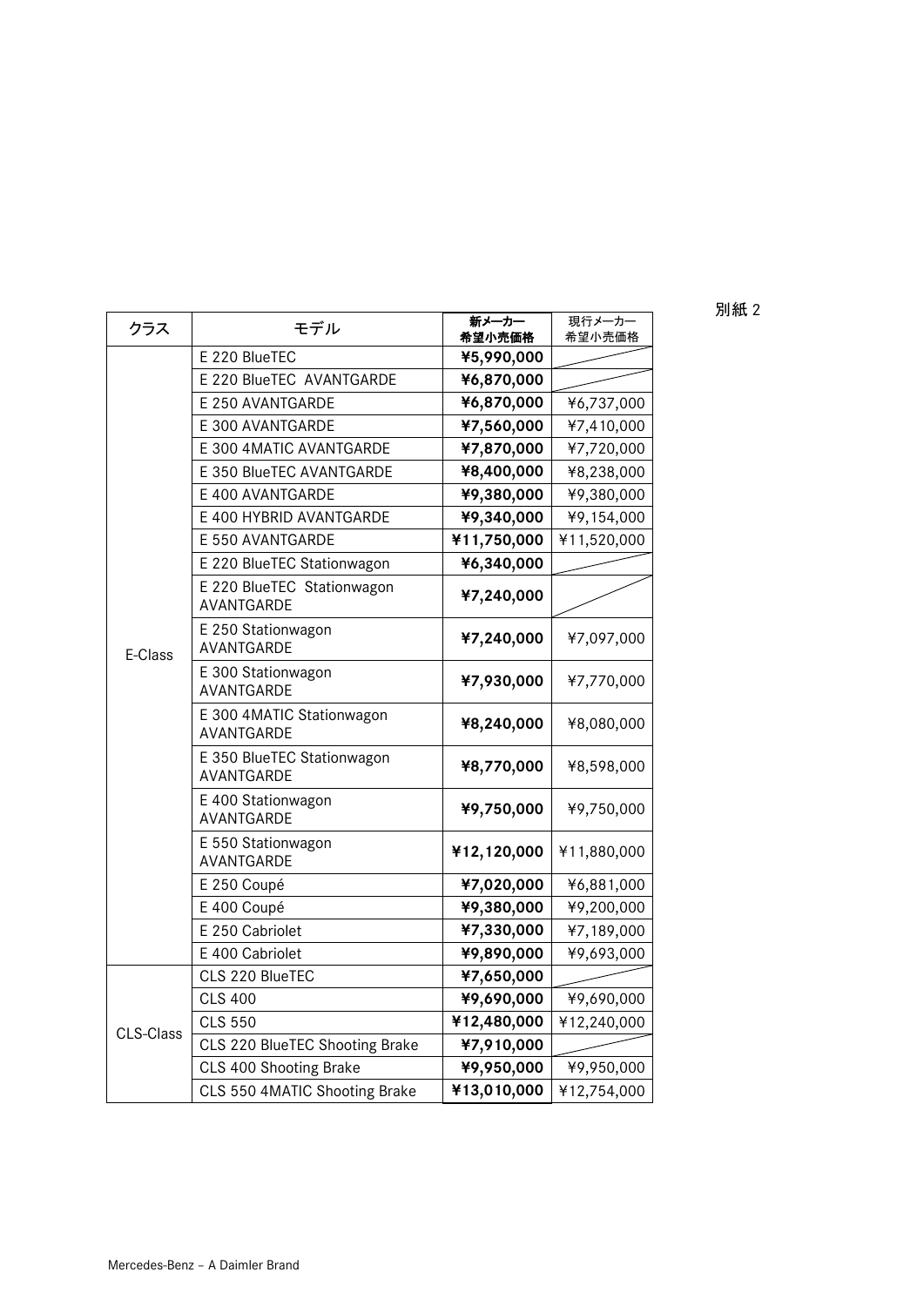別紙 2

| クラス | モデル | 新メーカー希望小売価格 | 現行メーカー希望小売価格 |
|---|---|---|---|
| E-Class | E 220 BlueTEC | **¥5,990,000** | |
| | E 220 BlueTEC AVANTGARDE | **¥6,870,000** | |
| | E 250 AVANTGARDE | **¥6,870,000** | ¥6,737,000 |
| | E 300 AVANTGARDE | **¥7,560,000** | ¥7,410,000 |
| | E 300 4MATIC AVANTGARDE | **¥7,870,000** | ¥7,720,000 |
| | E 350 BlueTEC AVANTGARDE | **¥8,400,000** | ¥8,238,000 |
| | E 400 AVANTGARDE | **¥9,380,000** | ¥9,380,000 |
| | E 400 HYBRID AVANTGARDE | **¥9,340,000** | ¥9,154,000 |
| | E 550 AVANTGARDE | **¥11,750,000** | ¥11,520,000 |
| | E 220 BlueTEC Stationwagon | **¥6,340,000** | |
| | E 220 BlueTEC Stationwagon AVANTGARDE | **¥7,240,000** | |
| | E 250 Stationwagon AVANTGARDE | **¥7,240,000** | ¥7,097,000 |
| | E 300 Stationwagon AVANTGARDE | **¥7,930,000** | ¥7,770,000 |
| | E 300 4MATIC Stationwagon AVANTGARDE | **¥8,240,000** | ¥8,080,000 |
| | E 350 BlueTEC Stationwagon AVANTGARDE | **¥8,770,000** | ¥8,598,000 |
| | E 400 Stationwagon AVANTGARDE | **¥9,750,000** | ¥9,750,000 |
| | E 550 Stationwagon AVANTGARDE | **¥12,120,000** | ¥11,880,000 |
| | E 250 Coupé | **¥7,020,000** | ¥6,881,000 |
| | E 400 Coupé | **¥9,380,000** | ¥9,200,000 |
| | E 250 Cabriolet | **¥7,330,000** | ¥7,189,000 |
| | E 400 Cabriolet | **¥9,890,000** | ¥9,693,000 |
| CLS-Class | CLS 220 BlueTEC | **¥7,650,000** | |
| | CLS 400 | **¥9,690,000** | ¥9,690,000 |
| | CLS 550 | **¥12,480,000** | ¥12,240,000 |
| | CLS 220 BlueTEC Shooting Brake | **¥7,910,000** | |
| | CLS 400 Shooting Brake | **¥9,950,000** | ¥9,950,000 |
| | CLS 550 4MATIC Shooting Brake | **¥13,010,000** | ¥12,754,000 |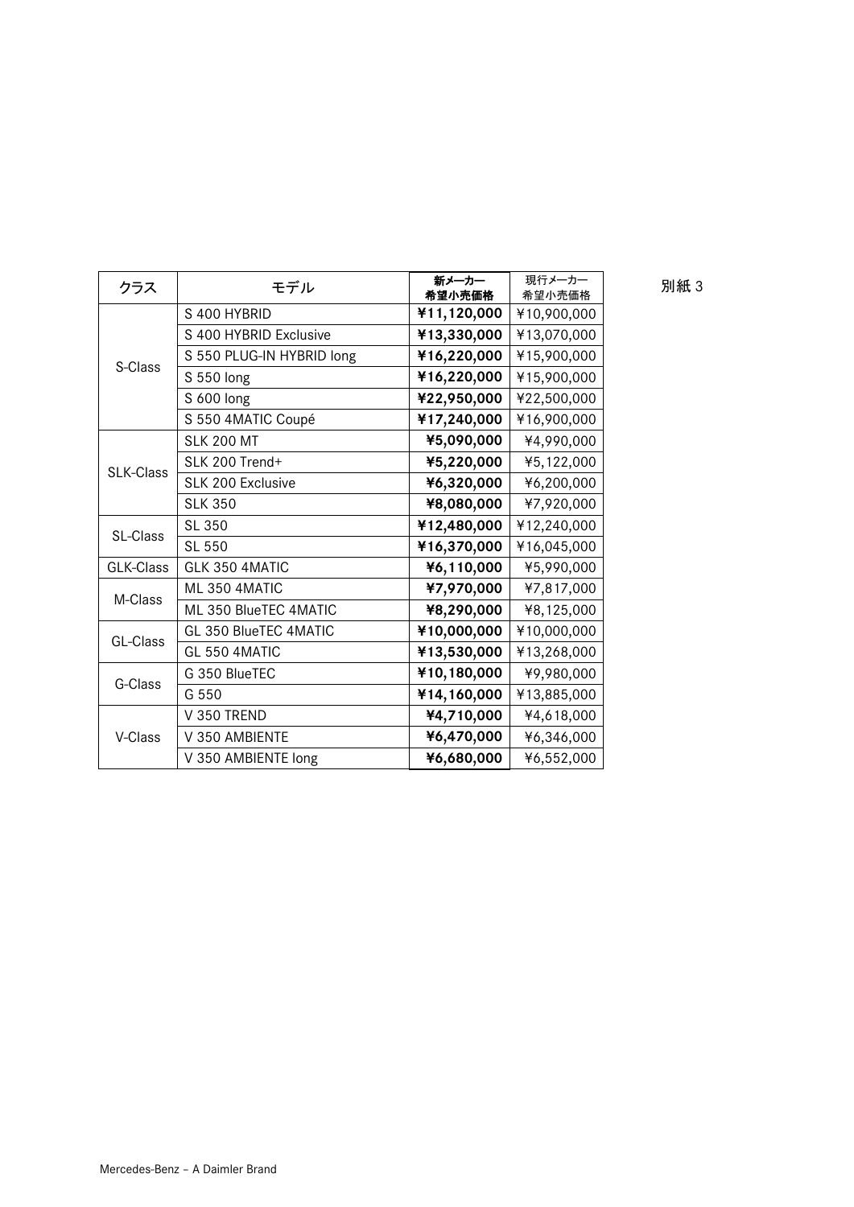別紙 3

| クラス | モデル | **新メーカー希望小売価格** | 現行メーカー希望小売価格 |
|---|---|---|---|
| S-Class | S 400 HYBRID | **¥11,120,000** | ¥10,900,000 |
| | S 400 HYBRID Exclusive | **¥13,330,000** | ¥13,070,000 |
| | S 550 PLUG-IN HYBRID long | **¥16,220,000** | ¥15,900,000 |
| | S 550 long | **¥16,220,000** | ¥15,900,000 |
| | S 600 long | **¥22,950,000** | ¥22,500,000 |
| | S 550 4MATIC Coupé | **¥17,240,000** | ¥16,900,000 |
| SLK-Class | SLK 200 MT | **¥5,090,000** | ¥4,990,000 |
| | SLK 200 Trend+ | **¥5,220,000** | ¥5,122,000 |
| | SLK 200 Exclusive | **¥6,320,000** | ¥6,200,000 |
| | SLK 350 | **¥8,080,000** | ¥7,920,000 |
| SL-Class | SL 350 | **¥12,480,000** | ¥12,240,000 |
| | SL 550 | **¥16,370,000** | ¥16,045,000 |
| GLK-Class | GLK 350 4MATIC | **¥6,110,000** | ¥5,990,000 |
| M-Class | ML 350 4MATIC | **¥7,970,000** | ¥7,817,000 |
| | ML 350 BlueTEC 4MATIC | **¥8,290,000** | ¥8,125,000 |
| GL-Class | GL 350 BlueTEC 4MATIC | **¥10,000,000** | ¥10,000,000 |
| | GL 550 4MATIC | **¥13,530,000** | ¥13,268,000 |
| G-Class | G 350 BlueTEC | **¥10,180,000** | ¥9,980,000 |
| | G 550 | **¥14,160,000** | ¥13,885,000 |
| V-Class | V 350 TREND | **¥4,710,000** | ¥4,618,000 |
| | V 350 AMBIENTE | **¥6,470,000** | ¥6,346,000 |
| | V 350 AMBIENTE long | **¥6,680,000** | ¥6,552,000 |

Mercedes-Benz – A Daimler Brand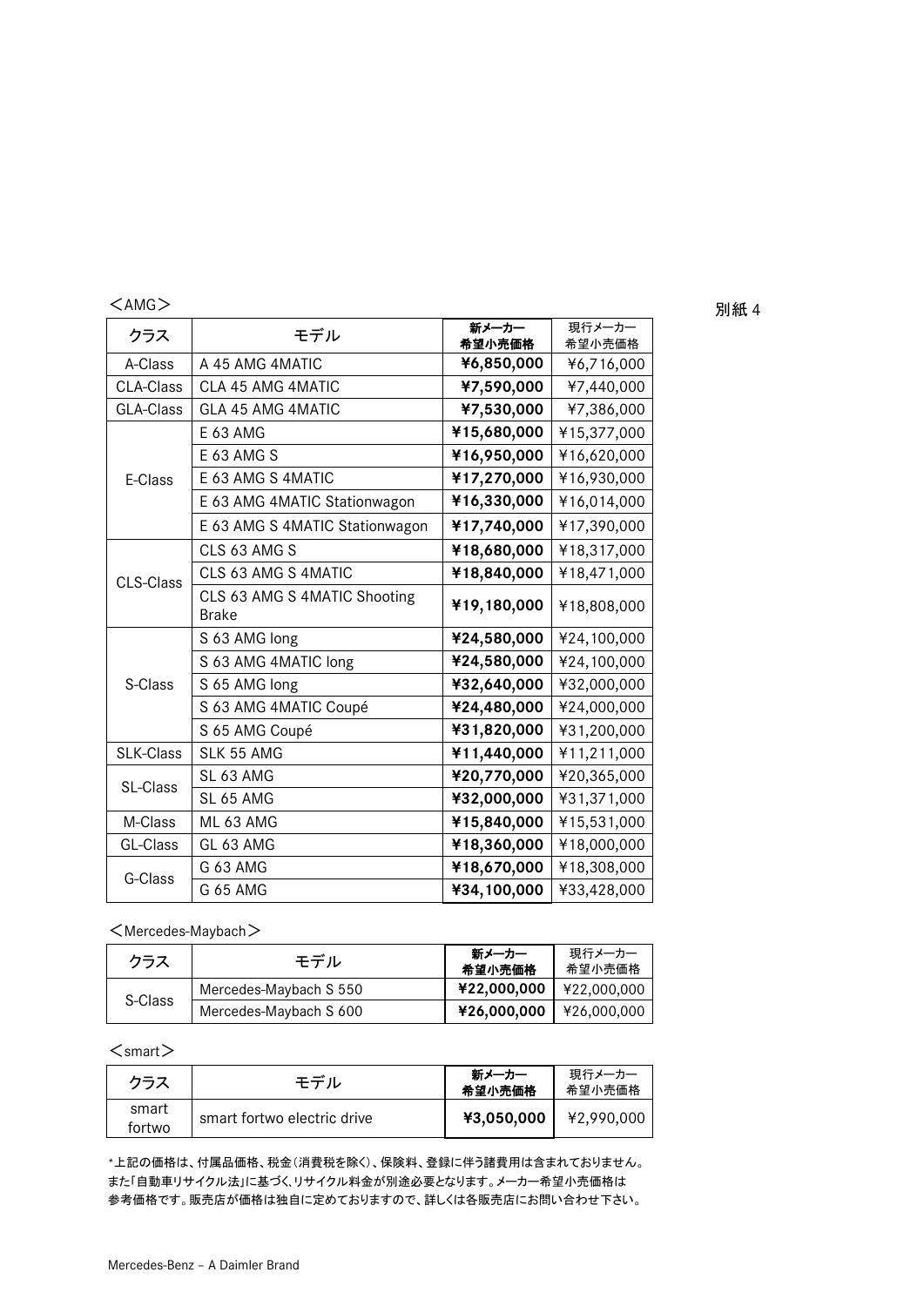別紙 4

＜AMG＞

| クラス | モデル | 新メーカー希望小売価格 | 現行メーカー希望小売価格 |
|---|---|---|---|
| A-Class | A 45 AMG 4MATIC | **¥6,850,000** | ¥6,716,000 |
| CLA-Class | CLA 45 AMG 4MATIC | **¥7,590,000** | ¥7,440,000 |
| GLA-Class | GLA 45 AMG 4MATIC | **¥7,530,000** | ¥7,386,000 |
| E-Class | E 63 AMG | **¥15,680,000** | ¥15,377,000 |
| | E 63 AMG S | **¥16,950,000** | ¥16,620,000 |
| | E 63 AMG S 4MATIC | **¥17,270,000** | ¥16,930,000 |
| | E 63 AMG 4MATIC Stationwagon | **¥16,330,000** | ¥16,014,000 |
| | E 63 AMG S 4MATIC Stationwagon | **¥17,740,000** | ¥17,390,000 |
| CLS-Class | CLS 63 AMG S | **¥18,680,000** | ¥18,317,000 |
| | CLS 63 AMG S 4MATIC | **¥18,840,000** | ¥18,471,000 |
| | CLS 63 AMG S 4MATIC Shooting Brake | **¥19,180,000** | ¥18,808,000 |
| S-Class | S 63 AMG long | **¥24,580,000** | ¥24,100,000 |
| | S 63 AMG 4MATIC long | **¥24,580,000** | ¥24,100,000 |
| | S 65 AMG long | **¥32,640,000** | ¥32,000,000 |
| | S 63 AMG 4MATIC Coupé | **¥24,480,000** | ¥24,000,000 |
| | S 65 AMG Coupé | **¥31,820,000** | ¥31,200,000 |
| SLK-Class | SLK 55 AMG | **¥11,440,000** | ¥11,211,000 |
| SL-Class | SL 63 AMG | **¥20,770,000** | ¥20,365,000 |
| | SL 65 AMG | **¥32,000,000** | ¥31,371,000 |
| M-Class | ML 63 AMG | **¥15,840,000** | ¥15,531,000 |
| GL-Class | GL 63 AMG | **¥18,360,000** | ¥18,000,000 |
| G-Class | G 63 AMG | **¥18,670,000** | ¥18,308,000 |
| | G 65 AMG | **¥34,100,000** | ¥33,428,000 |

＜Mercedes-Maybach＞

| クラス | モデル | 新メーカー希望小売価格 | 現行メーカー希望小売価格 |
|---|---|---|---|
| S-Class | Mercedes-Maybach S 550 | **¥22,000,000** | ¥22,000,000 |
| | Mercedes-Maybach S 600 | **¥26,000,000** | ¥26,000,000 |

＜smart＞

| クラス | モデル | 新メーカー希望小売価格 | 現行メーカー希望小売価格 |
|---|---|---|---|
| smart fortwo | smart fortwo electric drive | **¥3,050,000** | ¥2,990,000 |

*上記の価格は、付属品価格、税金（消費税を除く）、保険料、登録に伴う諸費用は含まれておりません。
また「自動車リサイクル法」に基づく、リサイクル料金が別途必要となります。メーカー希望小売価格は
参考価格です。販売店が価格は独自に定めておりますので、詳しくは各販売店にお問い合わせ下さい。

Mercedes-Benz – A Daimler Brand